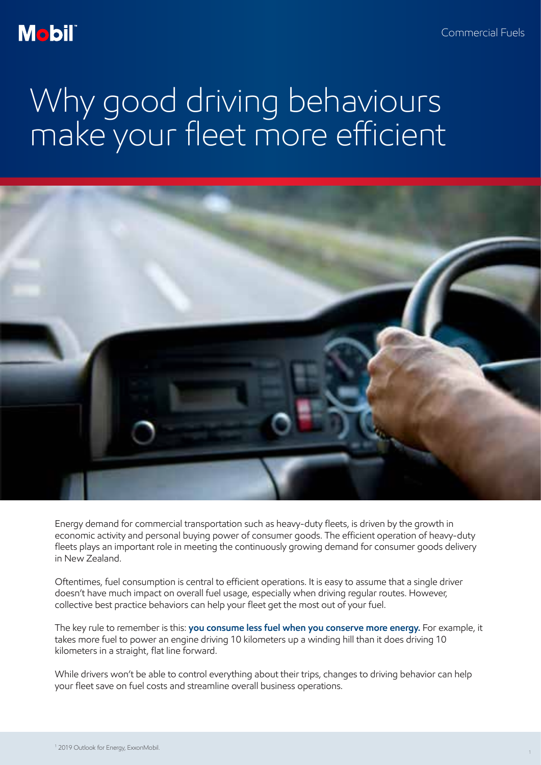Mobil

Commercial Fuels

# Why good driving behaviours make your fleet more efficient

Energy demand for commercial transportation such as heavy-duty fleets, is driven by the growth in economic activity and personal buying power of consumer goods. The efficient operation of heavy-duty fleets plays an important role in meeting the continuously growing demand for consumer goods delivery in New Zealand.

Oftentimes, fuel consumption is central to efficient operations. It is easy to assume that a single driver doesn't have much impact on overall fuel usage, especially when driving regular routes. However, collective best practice behaviors can help your fleet get the most out of your fuel.

The key rule to remember is this: **you consume less fuel when you conserve more energy.** For example, it takes more fuel to power an engine driving 10 kilometers up a winding hill than it does driving 10 kilometers in a straight, flat line forward.

While drivers won't be able to control everything about their trips, changes to driving behavior can help your fleet save on fuel costs and streamline overall business operations.

[1] 2019 Outlook for Energy, ExxonMobil.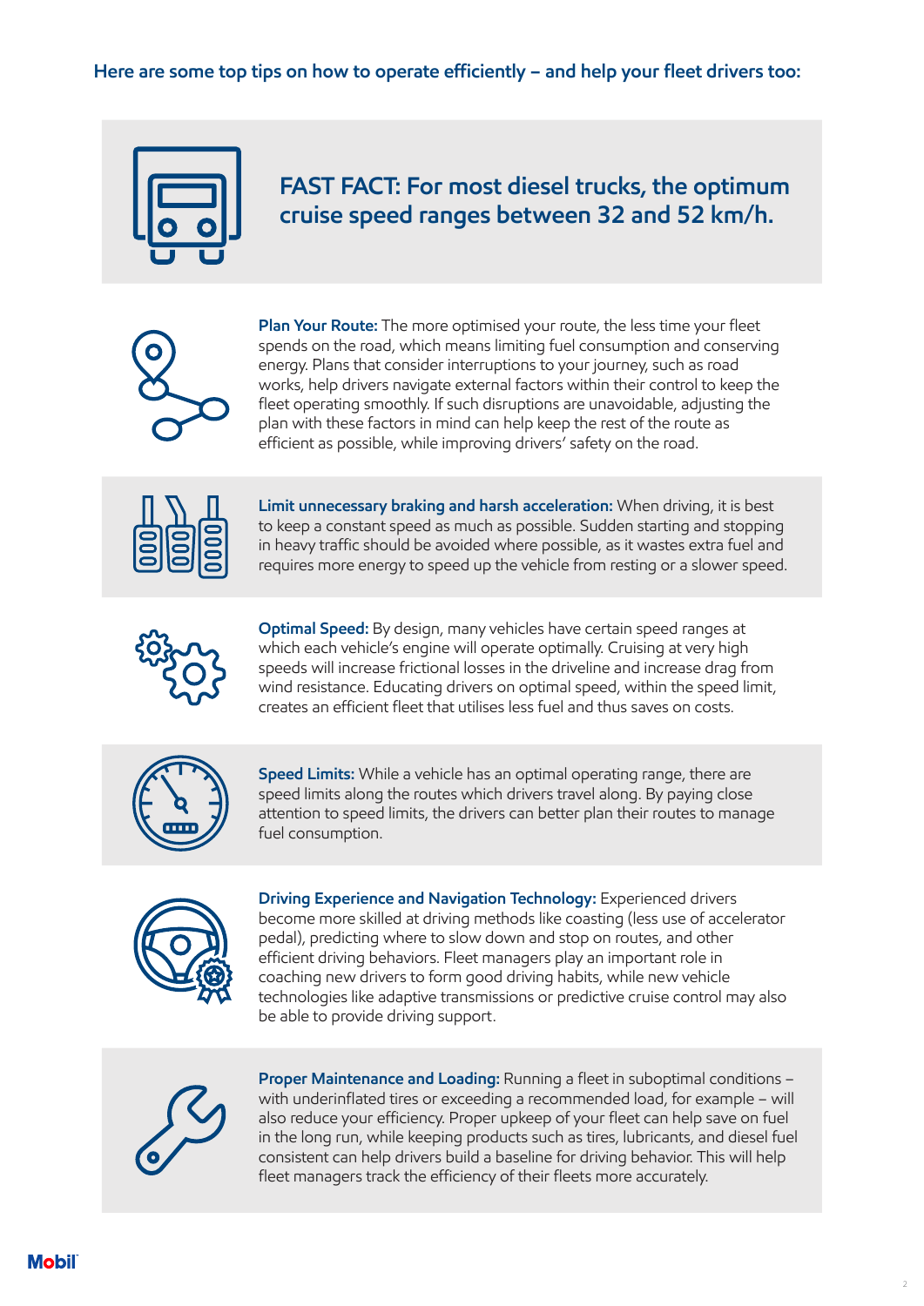## Here are some top tips on how to operate efficiently – and help your fleet drivers too:

### FAST FACT: For most diesel trucks, the optimum cruise speed ranges between 32 and 52 km/h.

**Plan Your Route:** The more optimised your route, the less time your fleet spends on the road, which means limiting fuel consumption and conserving energy. Plans that consider interruptions to your journey, such as road works, help drivers navigate external factors within their control to keep the fleet operating smoothly. If such disruptions are unavoidable, adjusting the plan with these factors in mind can help keep the rest of the route as efficient as possible, while improving drivers' safety on the road.

**Limit unnecessary braking and harsh acceleration:** When driving, it is best to keep a constant speed as much as possible. Sudden starting and stopping in heavy traffic should be avoided where possible, as it wastes extra fuel and requires more energy to speed up the vehicle from resting or a slower speed.

**Optimal Speed:** By design, many vehicles have certain speed ranges at which each vehicle's engine will operate optimally. Cruising at very high speeds will increase frictional losses in the driveline and increase drag from wind resistance. Educating drivers on optimal speed, within the speed limit, creates an efficient fleet that utilises less fuel and thus saves on costs.

**Speed Limits:** While a vehicle has an optimal operating range, there are speed limits along the routes which drivers travel along. By paying close attention to speed limits, the drivers can better plan their routes to manage fuel consumption.

**Driving Experience and Navigation Technology:** Experienced drivers become more skilled at driving methods like coasting (less use of accelerator pedal), predicting where to slow down and stop on routes, and other efficient driving behaviors. Fleet managers play an important role in coaching new drivers to form good driving habits, while new vehicle technologies like adaptive transmissions or predictive cruise control may also be able to provide driving support.

**Proper Maintenance and Loading:** Running a fleet in suboptimal conditions – with underinflated tires or exceeding a recommended load, for example – will also reduce your efficiency. Proper upkeep of your fleet can help save on fuel in the long run, while keeping products such as tires, lubricants, and diesel fuel consistent can help drivers build a baseline for driving behavior. This will help fleet managers track the efficiency of their fleets more accurately.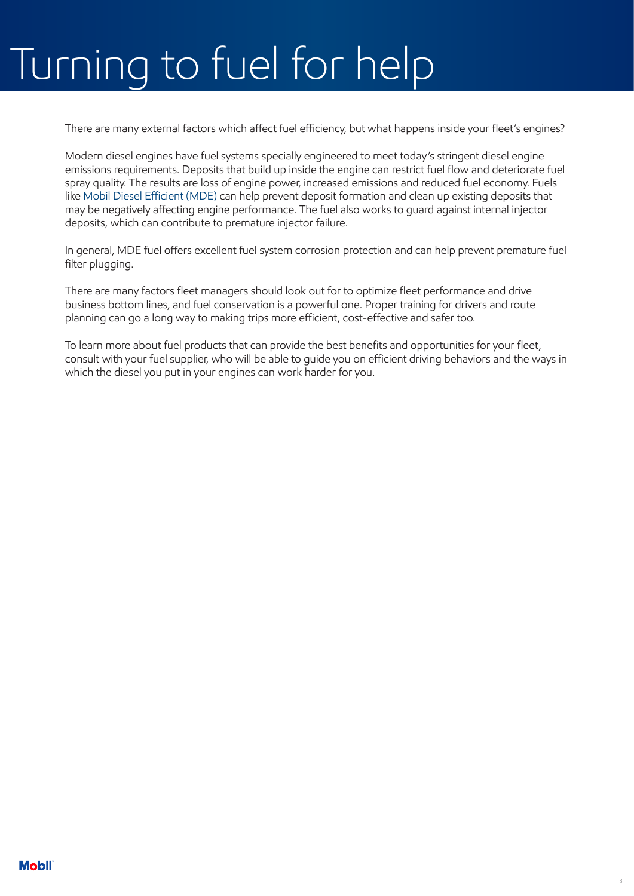# Turning to fuel for help

There are many external factors which affect fuel efficiency, but what happens inside your fleet's engines?

Modern diesel engines have fuel systems specially engineered to meet today's stringent diesel engine emissions requirements. Deposits that build up inside the engine can restrict fuel flow and deteriorate fuel spray quality. The results are loss of engine power, increased emissions and reduced fuel economy. Fuels like Mobil Diesel Efficient (MDE) can help prevent deposit formation and clean up existing deposits that may be negatively affecting engine performance. The fuel also works to guard against internal injector deposits, which can contribute to premature injector failure.

In general, MDE fuel offers excellent fuel system corrosion protection and can help prevent premature fuel filter plugging.

There are many factors fleet managers should look out for to optimize fleet performance and drive business bottom lines, and fuel conservation is a powerful one. Proper training for drivers and route planning can go a long way to making trips more efficient, cost-effective and safer too.

To learn more about fuel products that can provide the best benefits and opportunities for your fleet, consult with your fuel supplier, who will be able to guide you on efficient driving behaviors and the ways in which the diesel you put in your engines can work harder for you.